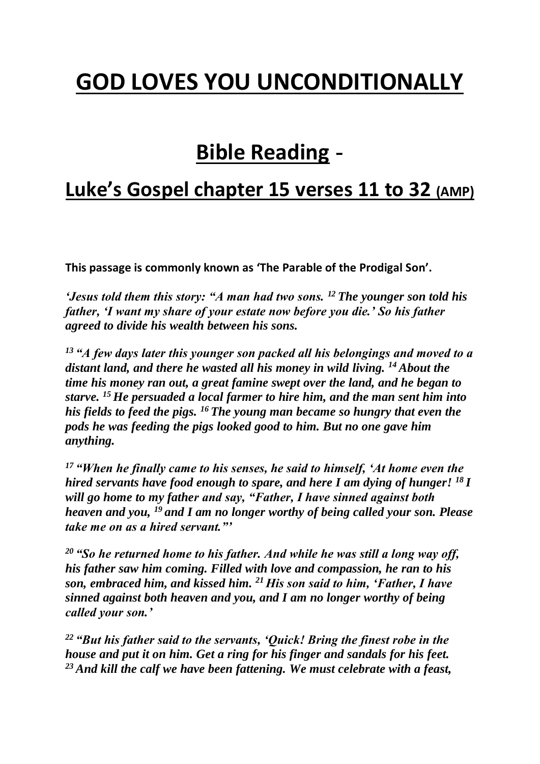# GOD LOVES YOU UNCONDITIONALLY

## Bible Reading -

### Luke's Gospel chapter 15 verses 11 to 32 (AMP)

**This passage is commonly known as 'The Parable of the Prodigal Son'.**

***'Jesus told them this story: "A man had two sons. [12] The younger son told his father, 'I want my share of your estate now before you die.' So his father agreed to divide his wealth between his sons.***

***[13] "A few days later this younger son packed all his belongings and moved to a distant land, and there he wasted all his money in wild living. [14] About the time his money ran out, a great famine swept over the land, and he began to starve. [15] He persuaded a local farmer to hire him, and the man sent him into his fields to feed the pigs. [16] The young man became so hungry that even the pods he was feeding the pigs looked good to him. But no one gave him anything.***

***[17] "When he finally came to his senses, he said to himself, 'At home even the hired servants have food enough to spare, and here I am dying of hunger! [18] I will go home to my father and say, "Father, I have sinned against both heaven and you, [19] and I am no longer worthy of being called your son. Please take me on as a hired servant."'***

***[20] "So he returned home to his father. And while he was still a long way off, his father saw him coming. Filled with love and compassion, he ran to his son, embraced him, and kissed him. [21] His son said to him, 'Father, I have sinned against both heaven and you, and I am no longer worthy of being called your son.'***

***[22] "But his father said to the servants, 'Quick! Bring the finest robe in the house and put it on him. Get a ring for his finger and sandals for his feet. [23] And kill the calf we have been fattening. We must celebrate with a feast,***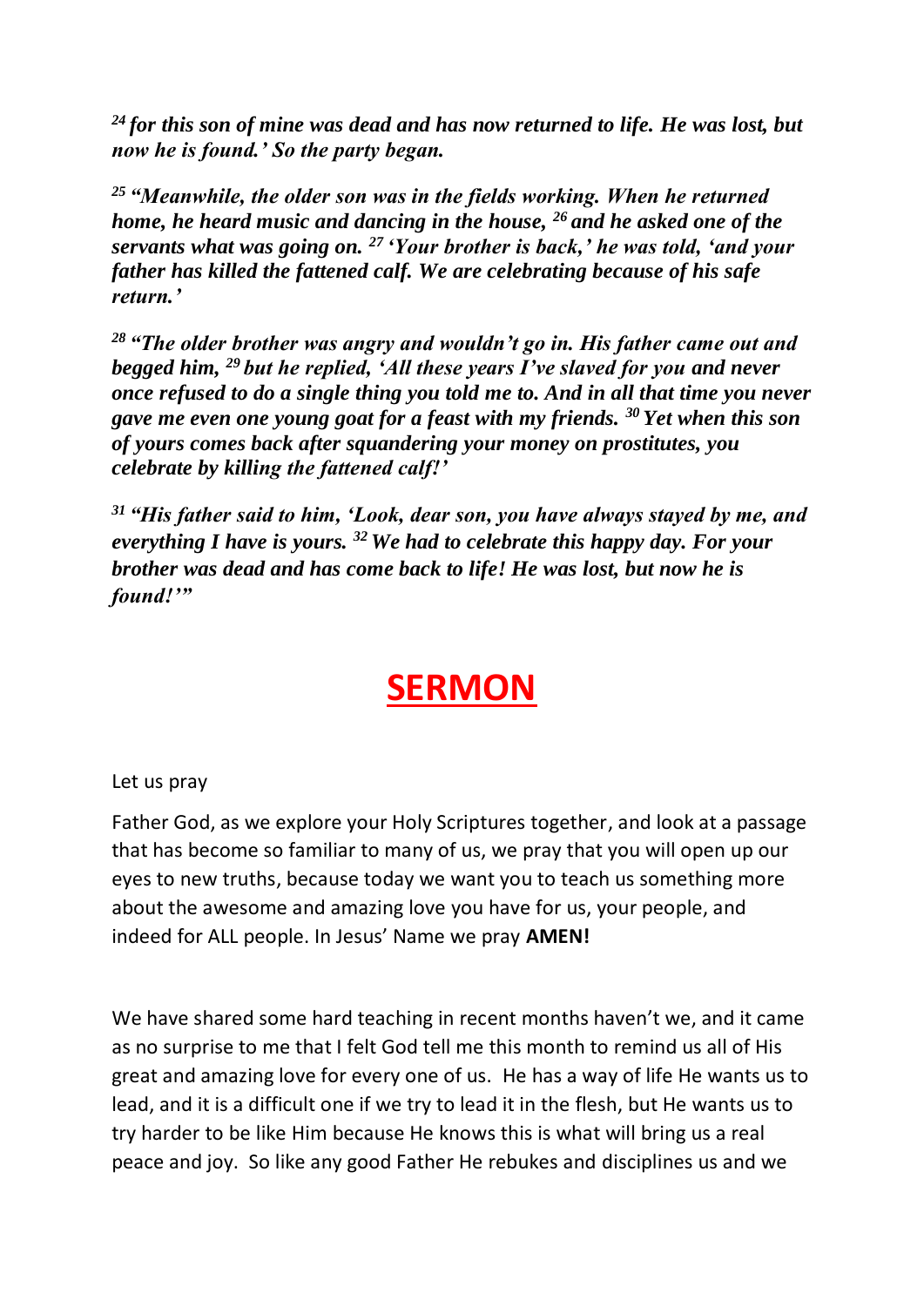***[24] for this son of mine was dead and has now returned to life. He was lost, but now he is found.' So the party began.***

***[25] "Meanwhile, the older son was in the fields working. When he returned home, he heard music and dancing in the house, [26] and he asked one of the servants what was going on. [27] 'Your brother is back,' he was told, 'and your father has killed the fattened calf. We are celebrating because of his safe return.'***

***[28] "The older brother was angry and wouldn't go in. His father came out and begged him, [29] but he replied, 'All these years I've slaved for you and never once refused to do a single thing you told me to. And in all that time you never gave me even one young goat for a feast with my friends. [30] Yet when this son of yours comes back after squandering your money on prostitutes, you celebrate by killing the fattened calf!'***

***[31] "His father said to him, 'Look, dear son, you have always stayed by me, and everything I have is yours. [32] We had to celebrate this happy day. For your brother was dead and has come back to life! He was lost, but now he is found!'"***

# SERMON

Let us pray

Father God, as we explore your Holy Scriptures together, and look at a passage that has become so familiar to many of us, we pray that you will open up our eyes to new truths, because today we want you to teach us something more about the awesome and amazing love you have for us, your people, and indeed for ALL people. In Jesus' Name we pray **AMEN!**

We have shared some hard teaching in recent months haven't we, and it came as no surprise to me that I felt God tell me this month to remind us all of His great and amazing love for every one of us. He has a way of life He wants us to lead, and it is a difficult one if we try to lead it in the flesh, but He wants us to try harder to be like Him because He knows this is what will bring us a real peace and joy. So like any good Father He rebukes and disciplines us and we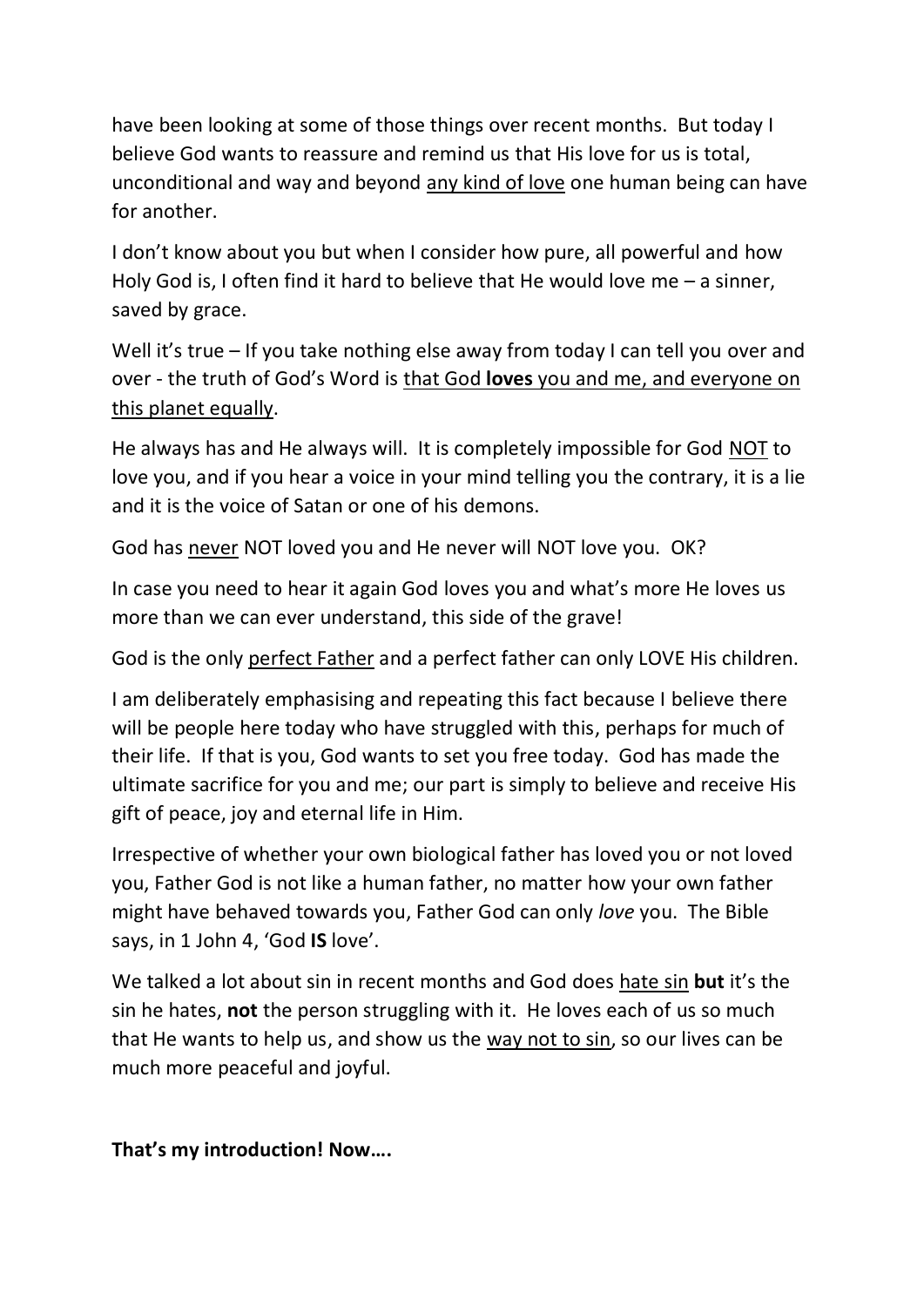have been looking at some of those things over recent months. But today I believe God wants to reassure and remind us that His love for us is total, unconditional and way and beyond <u>any kind of love</u> one human being can have for another.

I don't know about you but when I consider how pure, all powerful and how Holy God is, I often find it hard to believe that He would love me – a sinner, saved by grace.

Well it's true – If you take nothing else away from today I can tell you over and over - the truth of God's Word is <u>that God **loves** you and me, and everyone on this planet equally</u>.

He always has and He always will. It is completely impossible for God <u>NOT</u> to love you, and if you hear a voice in your mind telling you the contrary, it is a lie and it is the voice of Satan or one of his demons.

God has <u>never</u> NOT loved you and He never will NOT love you. OK?

In case you need to hear it again God loves you and what's more He loves us more than we can ever understand, this side of the grave!

God is the only <u>perfect Father</u> and a perfect father can only LOVE His children.

I am deliberately emphasising and repeating this fact because I believe there will be people here today who have struggled with this, perhaps for much of their life. If that is you, God wants to set you free today. God has made the ultimate sacrifice for you and me; our part is simply to believe and receive His gift of peace, joy and eternal life in Him.

Irrespective of whether your own biological father has loved you or not loved you, Father God is not like a human father, no matter how your own father might have behaved towards you, Father God can only *love* you. The Bible says, in 1 John 4, 'God **IS** love'.

We talked a lot about sin in recent months and God does <u>hate sin</u> **but** it's the sin he hates, **not** the person struggling with it. He loves each of us so much that He wants to help us, and show us the <u>way not to sin</u>, so our lives can be much more peaceful and joyful.

**That's my introduction! Now….**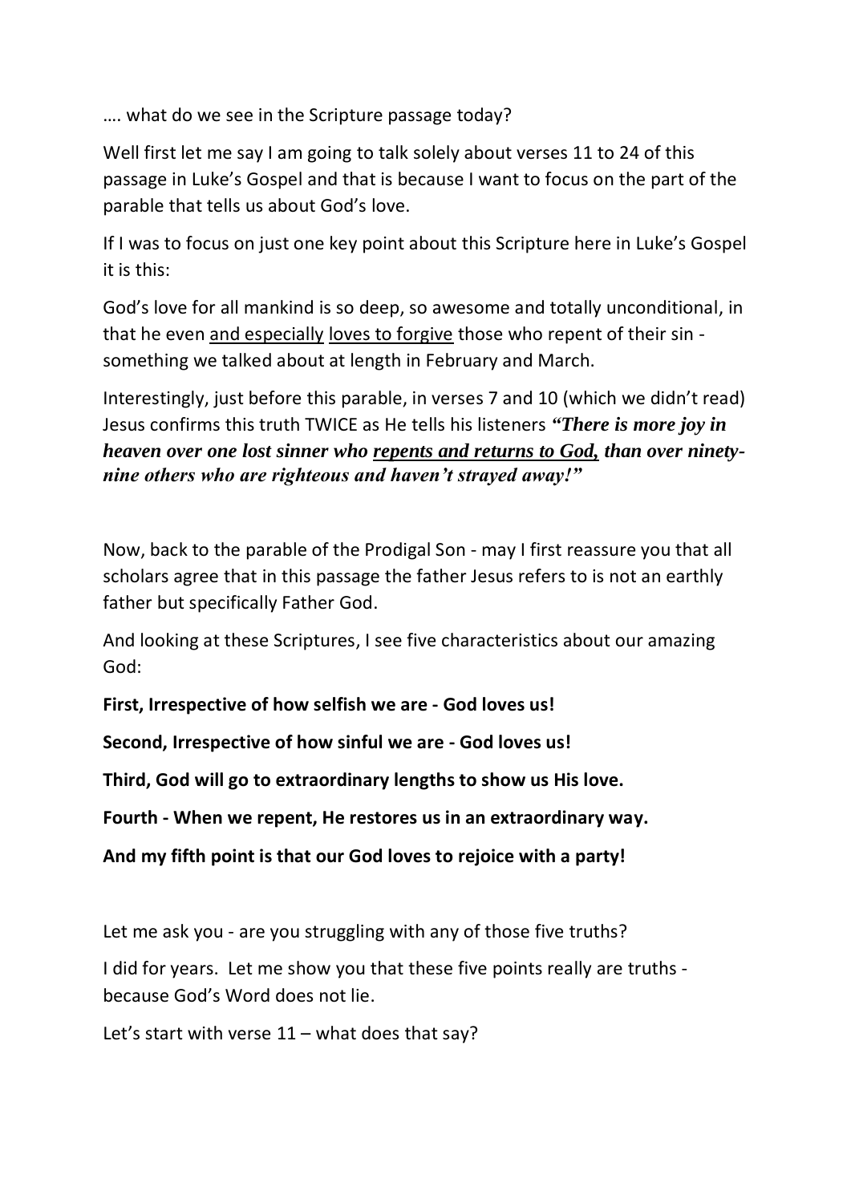…. what do we see in the Scripture passage today?

Well first let me say I am going to talk solely about verses 11 to 24 of this passage in Luke's Gospel and that is because I want to focus on the part of the parable that tells us about God's love.

If I was to focus on just one key point about this Scripture here in Luke's Gospel it is this:

God's love for all mankind is so deep, so awesome and totally unconditional, in that he even <u>and especially</u> <u>loves to forgive</u> those who repent of their sin - something we talked about at length in February and March.

Interestingly, just before this parable, in verses 7 and 10 (which we didn't read) Jesus confirms this truth TWICE as He tells his listeners ***"There is more joy in heaven over one lost sinner who <u>repents and returns to God,</u> than over ninety-nine others who are righteous and haven't strayed away!"***

Now, back to the parable of the Prodigal Son - may I first reassure you that all scholars agree that in this passage the father Jesus refers to is not an earthly father but specifically Father God.

And looking at these Scriptures, I see five characteristics about our amazing God:

**First, Irrespective of how selfish we are - God loves us!**

**Second, Irrespective of how sinful we are - God loves us!**

**Third, God will go to extraordinary lengths to show us His love.**

**Fourth - When we repent, He restores us in an extraordinary way.**

**And my fifth point is that our God loves to rejoice with a party!**

Let me ask you - are you struggling with any of those five truths?

I did for years. Let me show you that these five points really are truths - because God's Word does not lie.

Let's start with verse 11 – what does that say?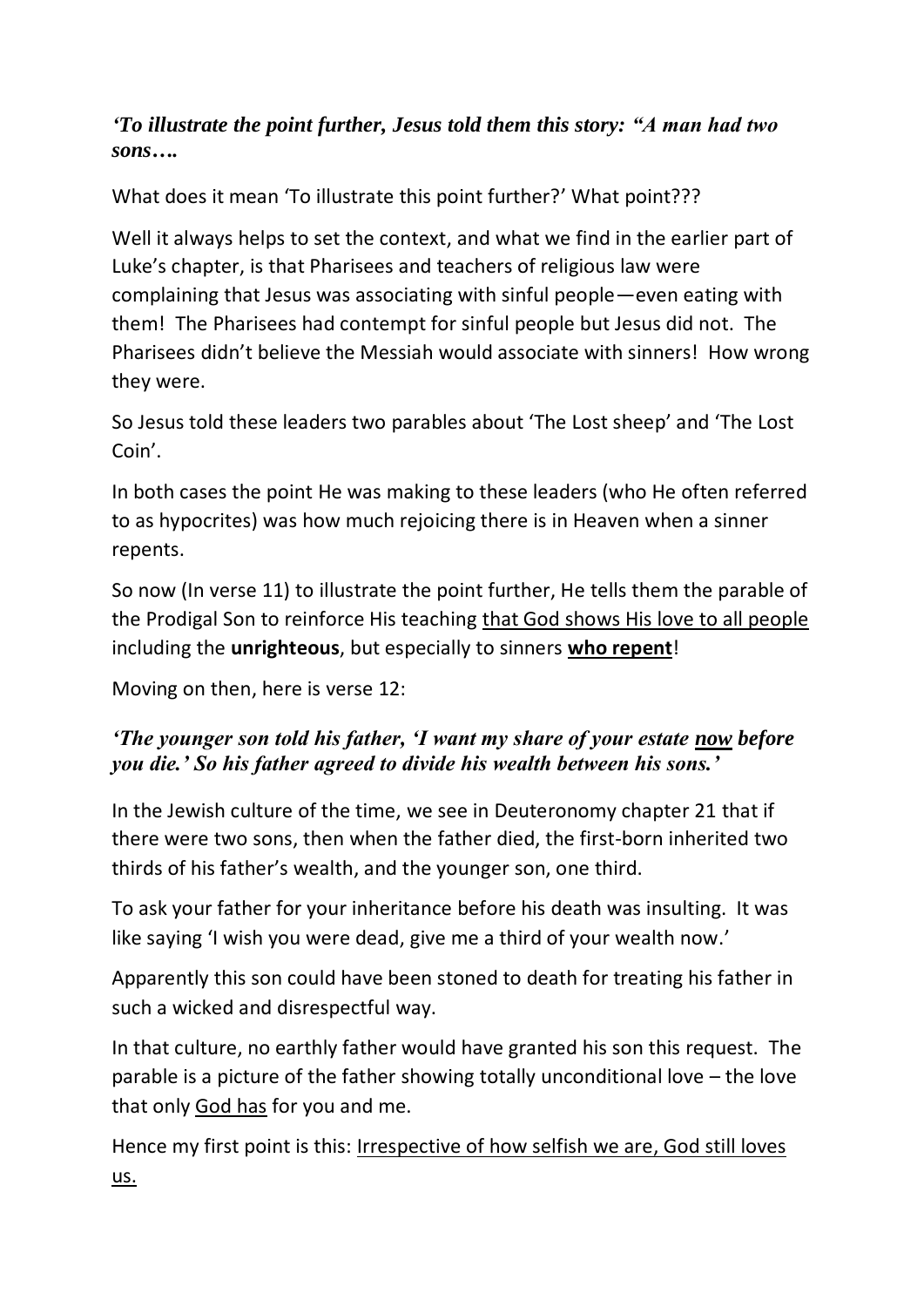***'To illustrate the point further, Jesus told them this story: "A man had two sons….***

What does it mean 'To illustrate this point further?' What point???

Well it always helps to set the context, and what we find in the earlier part of Luke's chapter, is that Pharisees and teachers of religious law were complaining that Jesus was associating with sinful people—even eating with them! The Pharisees had contempt for sinful people but Jesus did not. The Pharisees didn't believe the Messiah would associate with sinners! How wrong they were.

So Jesus told these leaders two parables about 'The Lost sheep' and 'The Lost Coin'.

In both cases the point He was making to these leaders (who He often referred to as hypocrites) was how much rejoicing there is in Heaven when a sinner repents.

So now (In verse 11) to illustrate the point further, He tells them the parable of the Prodigal Son to reinforce His teaching <u>that God shows His love to all people</u> including the **unrighteous**, but especially to sinners **<u>who repent</u>**!

Moving on then, here is verse 12:

***'The younger son told his father, 'I want my share of your estate <u>now</u> before you die.' So his father agreed to divide his wealth between his sons.'***

In the Jewish culture of the time, we see in Deuteronomy chapter 21 that if there were two sons, then when the father died, the first-born inherited two thirds of his father's wealth, and the younger son, one third.

To ask your father for your inheritance before his death was insulting. It was like saying 'I wish you were dead, give me a third of your wealth now.'

Apparently this son could have been stoned to death for treating his father in such a wicked and disrespectful way.

In that culture, no earthly father would have granted his son this request. The parable is a picture of the father showing totally unconditional love – the love that only <u>God has</u> for you and me.

Hence my first point is this: <u>Irrespective of how selfish we are, God still loves us.</u>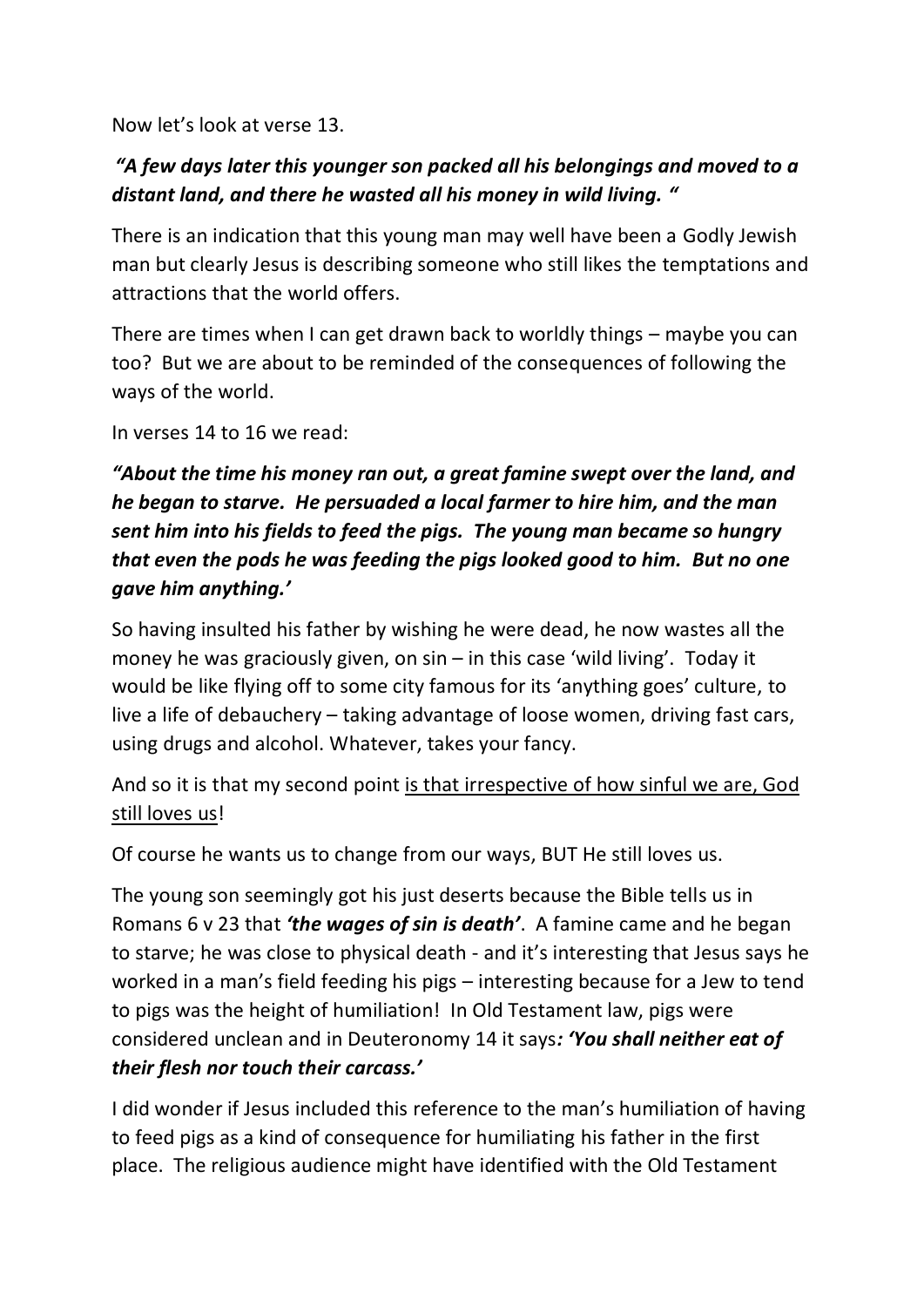Now let's look at verse 13.

***"A few days later this younger son packed all his belongings and moved to a distant land, and there he wasted all his money in wild living. "***

There is an indication that this young man may well have been a Godly Jewish man but clearly Jesus is describing someone who still likes the temptations and attractions that the world offers.

There are times when I can get drawn back to worldly things – maybe you can too? But we are about to be reminded of the consequences of following the ways of the world.

In verses 14 to 16 we read:

***"About the time his money ran out, a great famine swept over the land, and he began to starve. He persuaded a local farmer to hire him, and the man sent him into his fields to feed the pigs. The young man became so hungry that even the pods he was feeding the pigs looked good to him. But no one gave him anything.'***

So having insulted his father by wishing he were dead, he now wastes all the money he was graciously given, on sin – in this case 'wild living'. Today it would be like flying off to some city famous for its 'anything goes' culture, to live a life of debauchery – taking advantage of loose women, driving fast cars, using drugs and alcohol. Whatever, takes your fancy.

And so it is that my second point <u>is that irrespective of how sinful we are, God still loves us</u>!

Of course he wants us to change from our ways, BUT He still loves us.

The young son seemingly got his just deserts because the Bible tells us in Romans 6 v 23 that ***'the wages of sin is death'***. A famine came and he began to starve; he was close to physical death - and it's interesting that Jesus says he worked in a man's field feeding his pigs – interesting because for a Jew to tend to pigs was the height of humiliation! In Old Testament law, pigs were considered unclean and in Deuteronomy 14 it says***: 'You shall neither eat of their flesh nor touch their carcass.'***

I did wonder if Jesus included this reference to the man's humiliation of having to feed pigs as a kind of consequence for humiliating his father in the first place. The religious audience might have identified with the Old Testament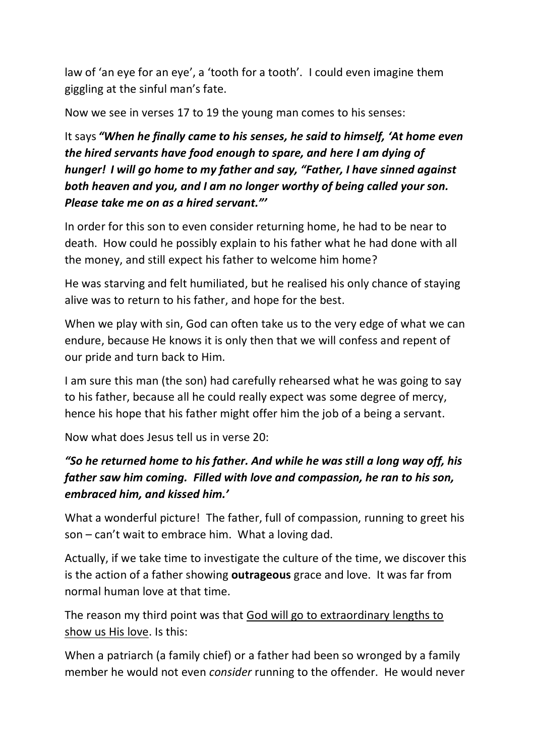law of 'an eye for an eye', a 'tooth for a tooth'. I could even imagine them giggling at the sinful man's fate.

Now we see in verses 17 to 19 the young man comes to his senses:

It says ***"When he finally came to his senses, he said to himself, 'At home even the hired servants have food enough to spare, and here I am dying of hunger! I will go home to my father and say, "Father, I have sinned against both heaven and you, and I am no longer worthy of being called your son. Please take me on as a hired servant."'***

In order for this son to even consider returning home, he had to be near to death. How could he possibly explain to his father what he had done with all the money, and still expect his father to welcome him home?

He was starving and felt humiliated, but he realised his only chance of staying alive was to return to his father, and hope for the best.

When we play with sin, God can often take us to the very edge of what we can endure, because He knows it is only then that we will confess and repent of our pride and turn back to Him.

I am sure this man (the son) had carefully rehearsed what he was going to say to his father, because all he could really expect was some degree of mercy, hence his hope that his father might offer him the job of a being a servant.

Now what does Jesus tell us in verse 20:

***"So he returned home to his father. And while he was still a long way off, his father saw him coming. Filled with love and compassion, he ran to his son, embraced him, and kissed him.'***

What a wonderful picture! The father, full of compassion, running to greet his son – can't wait to embrace him. What a loving dad.

Actually, if we take time to investigate the culture of the time, we discover this is the action of a father showing **outrageous** grace and love. It was far from normal human love at that time.

The reason my third point was that <u>God will go to extraordinary lengths to show us His love</u>. Is this:

When a patriarch (a family chief) or a father had been so wronged by a family member he would not even *consider* running to the offender. He would never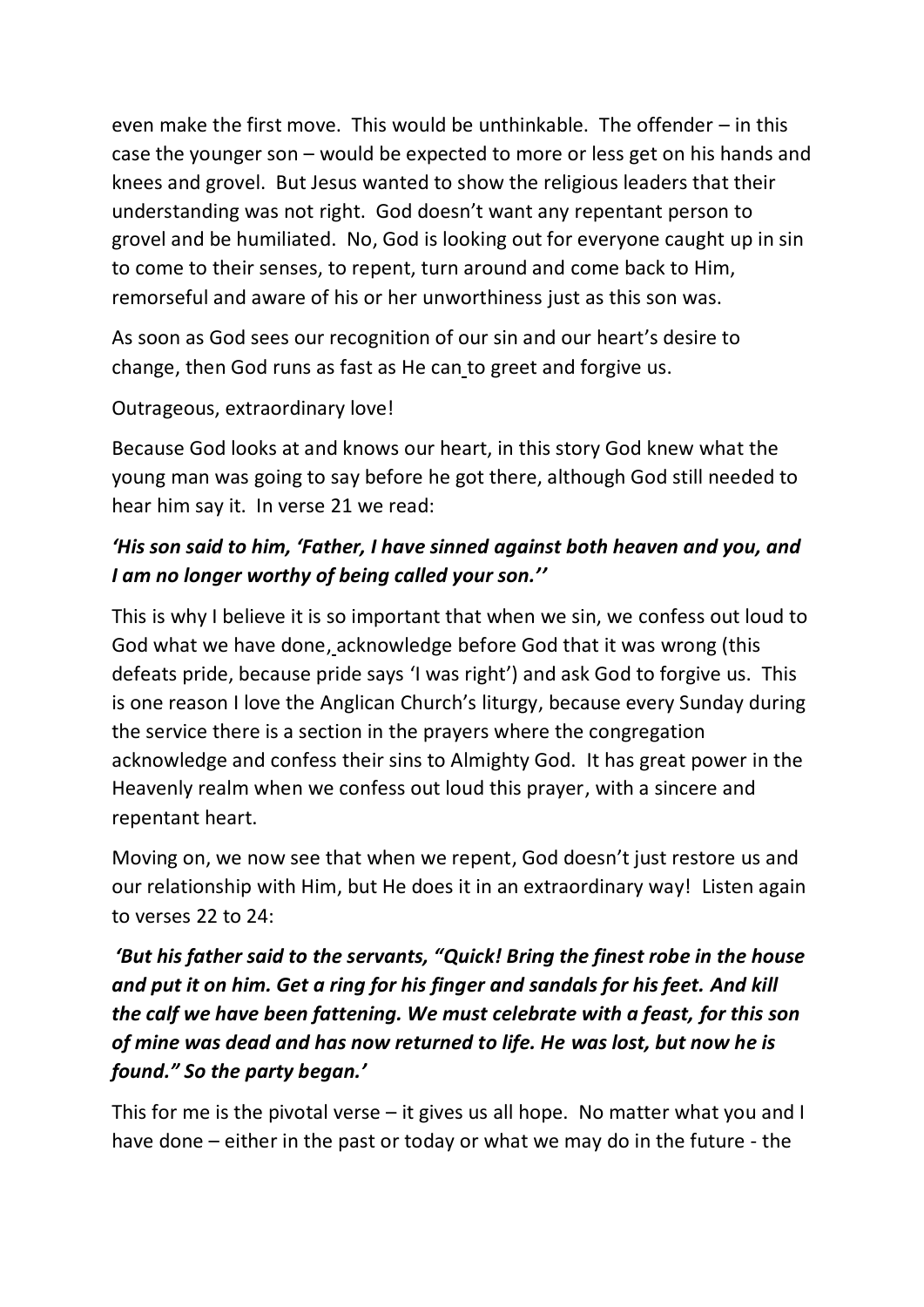even make the first move. This would be unthinkable. The offender – in this case the younger son – would be expected to more or less get on his hands and knees and grovel. But Jesus wanted to show the religious leaders that their understanding was not right. God doesn't want any repentant person to grovel and be humiliated. No, God is looking out for everyone caught up in sin to come to their senses, to repent, turn around and come back to Him, remorseful and aware of his or her unworthiness just as this son was.

As soon as God sees our recognition of our sin and our heart's desire to change, then God runs as fast as He can to greet and forgive us.

Outrageous, extraordinary love!

Because God looks at and knows our heart, in this story God knew what the young man was going to say before he got there, although God still needed to hear him say it. In verse 21 we read:

***'His son said to him, 'Father, I have sinned against both heaven and you, and I am no longer worthy of being called your son.''***

This is why I believe it is so important that when we sin, we confess out loud to God what we have done, acknowledge before God that it was wrong (this defeats pride, because pride says 'I was right') and ask God to forgive us. This is one reason I love the Anglican Church's liturgy, because every Sunday during the service there is a section in the prayers where the congregation acknowledge and confess their sins to Almighty God. It has great power in the Heavenly realm when we confess out loud this prayer, with a sincere and repentant heart.

Moving on, we now see that when we repent, God doesn't just restore us and our relationship with Him, but He does it in an extraordinary way! Listen again to verses 22 to 24:

***'But his father said to the servants, "Quick! Bring the finest robe in the house and put it on him. Get a ring for his finger and sandals for his feet. And kill the calf we have been fattening. We must celebrate with a feast, for this son of mine was dead and has now returned to life. He was lost, but now he is found." So the party began.'***

This for me is the pivotal verse – it gives us all hope. No matter what you and I have done – either in the past or today or what we may do in the future - the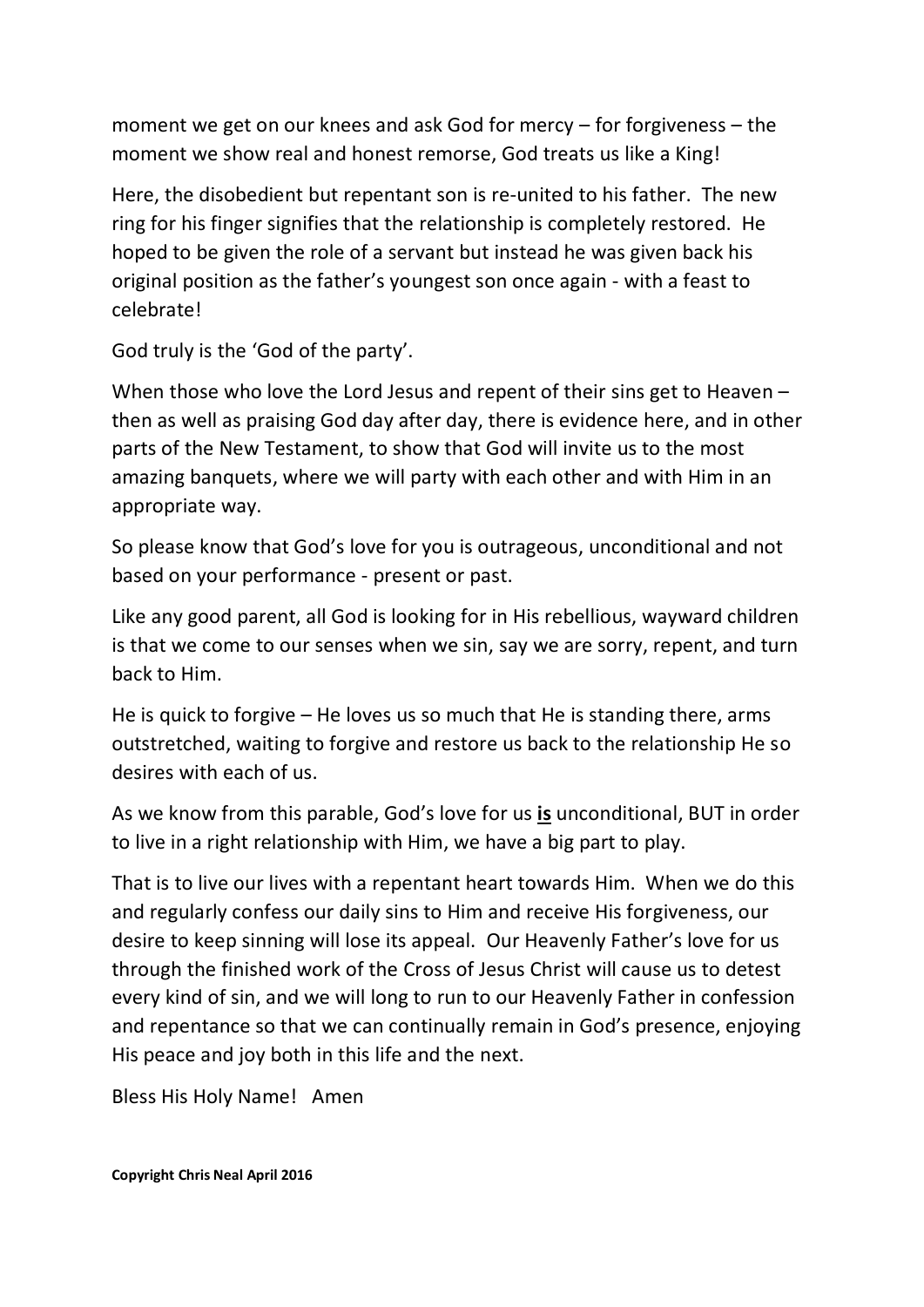moment we get on our knees and ask God for mercy – for forgiveness – the moment we show real and honest remorse, God treats us like a King!

Here, the disobedient but repentant son is re-united to his father. The new ring for his finger signifies that the relationship is completely restored. He hoped to be given the role of a servant but instead he was given back his original position as the father's youngest son once again - with a feast to celebrate!

God truly is the 'God of the party'.

When those who love the Lord Jesus and repent of their sins get to Heaven – then as well as praising God day after day, there is evidence here, and in other parts of the New Testament, to show that God will invite us to the most amazing banquets, where we will party with each other and with Him in an appropriate way.

So please know that God's love for you is outrageous, unconditional and not based on your performance - present or past.

Like any good parent, all God is looking for in His rebellious, wayward children is that we come to our senses when we sin, say we are sorry, repent, and turn back to Him.

He is quick to forgive – He loves us so much that He is standing there, arms outstretched, waiting to forgive and restore us back to the relationship He so desires with each of us.

As we know from this parable, God's love for us **is** unconditional, BUT in order to live in a right relationship with Him, we have a big part to play.

That is to live our lives with a repentant heart towards Him. When we do this and regularly confess our daily sins to Him and receive His forgiveness, our desire to keep sinning will lose its appeal. Our Heavenly Father's love for us through the finished work of the Cross of Jesus Christ will cause us to detest every kind of sin, and we will long to run to our Heavenly Father in confession and repentance so that we can continually remain in God's presence, enjoying His peace and joy both in this life and the next.

Bless His Holy Name! Amen

**Copyright Chris Neal April 2016**